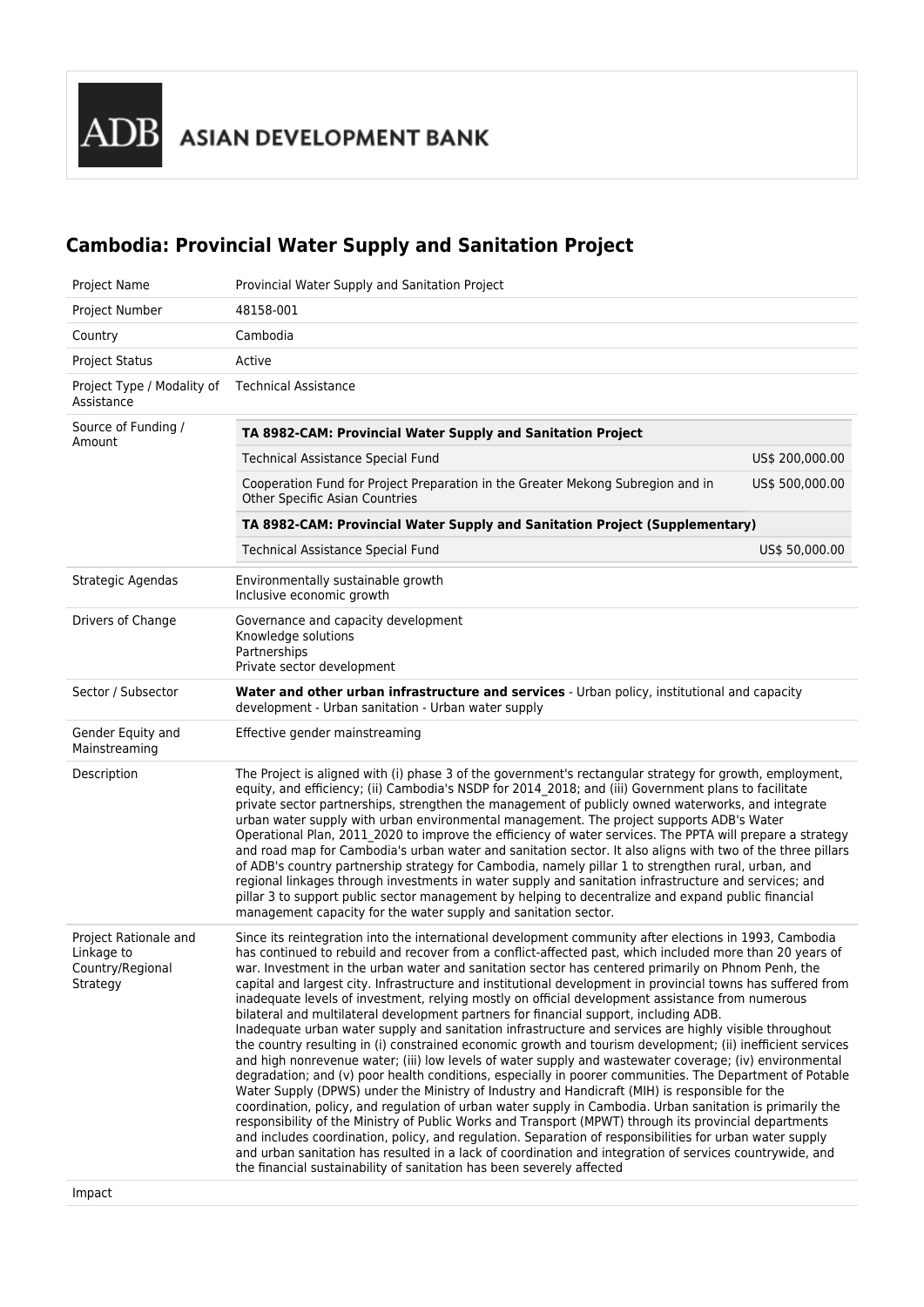ASIAN DEVELOPMENT BANK

# Cambodia: Provincial Water Supply and Sanitation Project

| | |
|---|---|
| Project Name | Provincial Water Supply and Sanitation Project |
| Project Number | 48158-001 |
| Country | Cambodia |
| Project Status | Active |
| Project Type / Modality of Assistance | Technical Assistance |
| Source of Funding / Amount | **TA 8982-CAM: Provincial Water Supply and Sanitation Project**<br>Technical Assistance Special Fund — US$ 200,000.00<br>Cooperation Fund for Project Preparation in the Greater Mekong Subregion and in Other Specific Asian Countries — US$ 500,000.00<br>**TA 8982-CAM: Provincial Water Supply and Sanitation Project (Supplementary)**<br>Technical Assistance Special Fund — US$ 50,000.00 |
| Strategic Agendas | Environmentally sustainable growth<br>Inclusive economic growth |
| Drivers of Change | Governance and capacity development<br>Knowledge solutions<br>Partnerships<br>Private sector development |
| Sector / Subsector | **Water and other urban infrastructure and services** - Urban policy, institutional and capacity development - Urban sanitation - Urban water supply |
| Gender Equity and Mainstreaming | Effective gender mainstreaming |
| Description | The Project is aligned with (i) phase 3 of the government's rectangular strategy for growth, employment, equity, and efficiency; (ii) Cambodia's NSDP for 2014_2018; and (iii) Government plans to facilitate private sector partnerships, strengthen the management of publicly owned waterworks, and integrate urban water supply with urban environmental management. The project supports ADB's Water Operational Plan, 2011_2020 to improve the efficiency of water services. The PPTA will prepare a strategy and road map for Cambodia's urban water and sanitation sector. It also aligns with two of the three pillars of ADB's country partnership strategy for Cambodia, namely pillar 1 to strengthen rural, urban, and regional linkages through investments in water supply and sanitation infrastructure and services; and pillar 3 to support public sector management by helping to decentralize and expand public financial management capacity for the water supply and sanitation sector. |
| Project Rationale and Linkage to Country/Regional Strategy | Since its reintegration into the international development community after elections in 1993, Cambodia has continued to rebuild and recover from a conflict-affected past, which included more than 20 years of war. Investment in the urban water and sanitation sector has centered primarily on Phnom Penh, the capital and largest city. Infrastructure and institutional development in provincial towns has suffered from inadequate levels of investment, relying mostly on official development assistance from numerous bilateral and multilateral development partners for financial support, including ADB.<br>Inadequate urban water supply and sanitation infrastructure and services are highly visible throughout the country resulting in (i) constrained economic growth and tourism development; (ii) inefficient services and high nonrevenue water; (iii) low levels of water supply and wastewater coverage; (iv) environmental degradation; and (v) poor health conditions, especially in poorer communities. The Department of Potable Water Supply (DPWS) under the Ministry of Industry and Handicraft (MIH) is responsible for the coordination, policy, and regulation of urban water supply in Cambodia. Urban sanitation is primarily the responsibility of the Ministry of Public Works and Transport (MPWT) through its provincial departments and includes coordination, policy, and regulation. Separation of responsibilities for urban water supply and urban sanitation has resulted in a lack of coordination and integration of services countrywide, and the financial sustainability of sanitation has been severely affected |
| Impact | |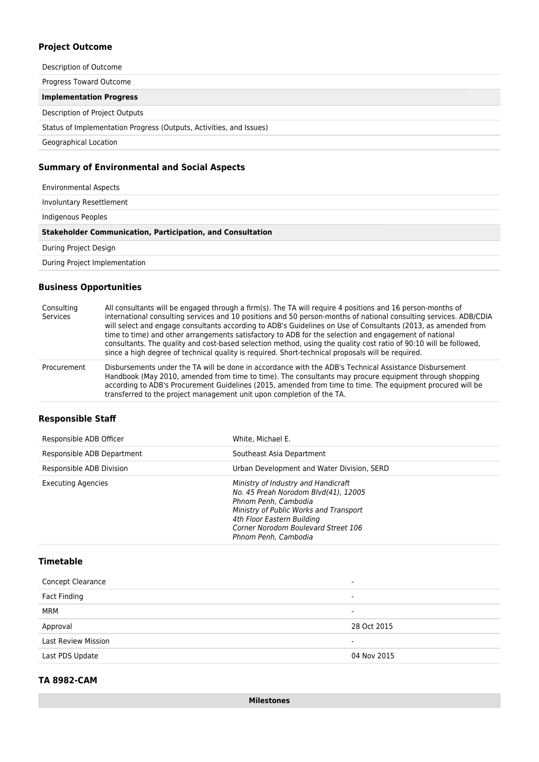### Project Outcome

| | |
|---|---|
| Description of Outcome | |
| Progress Toward Outcome | |
| **Implementation Progress** | |
| Description of Project Outputs | |
| Status of Implementation Progress (Outputs, Activities, and Issues) | |
| Geographical Location | |

### Summary of Environmental and Social Aspects

| | |
|---|---|
| Environmental Aspects | |
| Involuntary Resettlement | |
| Indigenous Peoples | |
| **Stakeholder Communication, Participation, and Consultation** | |
| During Project Design | |
| During Project Implementation | |

### Business Opportunities

| | |
|---|---|
| Consulting Services | All consultants will be engaged through a firm(s). The TA will require 4 positions and 16 person-months of international consulting services and 10 positions and 50 person-months of national consulting services. ADB/CDIA will select and engage consultants according to ADB's Guidelines on Use of Consultants (2013, as amended from time to time) and other arrangements satisfactory to ADB for the selection and engagement of national consultants. The quality and cost-based selection method, using the quality cost ratio of 90:10 will be followed, since a high degree of technical quality is required. Short-technical proposals will be required. |
| Procurement | Disbursements under the TA will be done in accordance with the ADB's Technical Assistance Disbursement Handbook (May 2010, amended from time to time). The consultants may procure equipment through shopping according to ADB's Procurement Guidelines (2015, amended from time to time. The equipment procured will be transferred to the project management unit upon completion of the TA. |

### Responsible Staff

| | |
|---|---|
| Responsible ADB Officer | White, Michael E. |
| Responsible ADB Department | Southeast Asia Department |
| Responsible ADB Division | Urban Development and Water Division, SERD |
| Executing Agencies | *Ministry of Industry and Handicraft*<br>*No. 45 Preah Norodom Blvd(41), 12005*<br>*Phnom Penh, Cambodia*<br>*Ministry of Public Works and Transport*<br>*4th Floor Eastern Building*<br>*Corner Norodom Boulevard Street 106*<br>*Phnom Penh, Cambodia* |

### Timetable

| | |
|---|---|
| Concept Clearance | - |
| Fact Finding | - |
| MRM | - |
| Approval | 28 Oct 2015 |
| Last Review Mission | - |
| Last PDS Update | 04 Nov 2015 |

### TA 8982-CAM

| Milestones |
|---|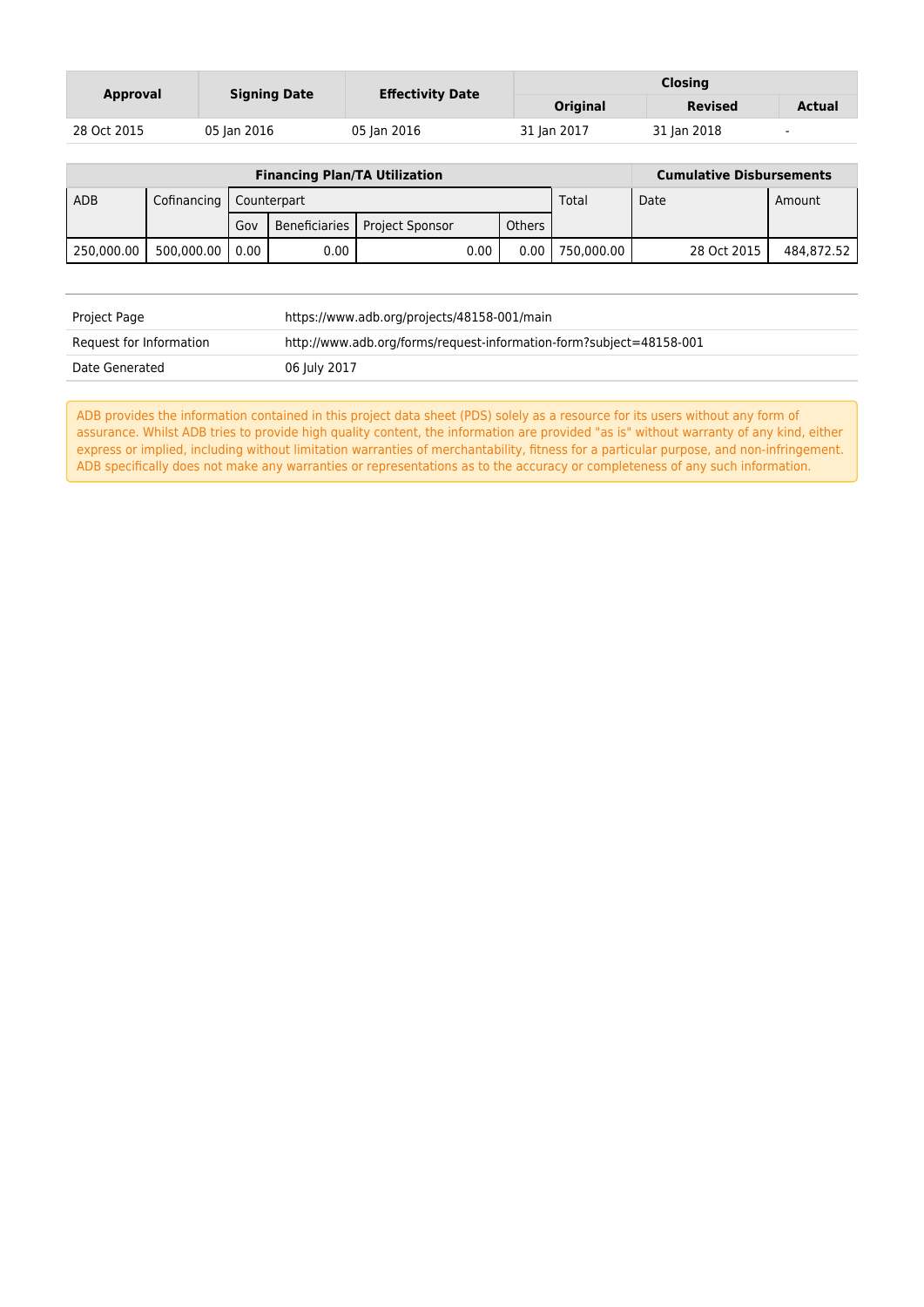| Approval | Signing Date | Effectivity Date | Closing | | |
|---|---|---|---|---|---|
| | | | Original | Revised | Actual |
| 28 Oct 2015 | 05 Jan 2016 | 05 Jan 2016 | 31 Jan 2017 | 31 Jan 2018 | - |

| Financing Plan/TA Utilization | | | | | | | Cumulative Disbursements | |
|---|---|---|---|---|---|---|---|---|
| ADB | Cofinancing | Counterpart | | | | Total | Date | Amount |
| | | Gov | Beneficiaries | Project Sponsor | Others | | | |
| 250,000.00 | 500,000.00 | 0.00 | 0.00 | 0.00 | 0.00 | 750,000.00 | 28 Oct 2015 | 484,872.52 |

| | |
|---|---|
| Project Page | https://www.adb.org/projects/48158-001/main |
| Request for Information | http://www.adb.org/forms/request-information-form?subject=48158-001 |
| Date Generated | 06 July 2017 |

ADB provides the information contained in this project data sheet (PDS) solely as a resource for its users without any form of assurance. Whilst ADB tries to provide high quality content, the information are provided "as is" without warranty of any kind, either express or implied, including without limitation warranties of merchantability, fitness for a particular purpose, and non-infringement. ADB specifically does not make any warranties or representations as to the accuracy or completeness of any such information.